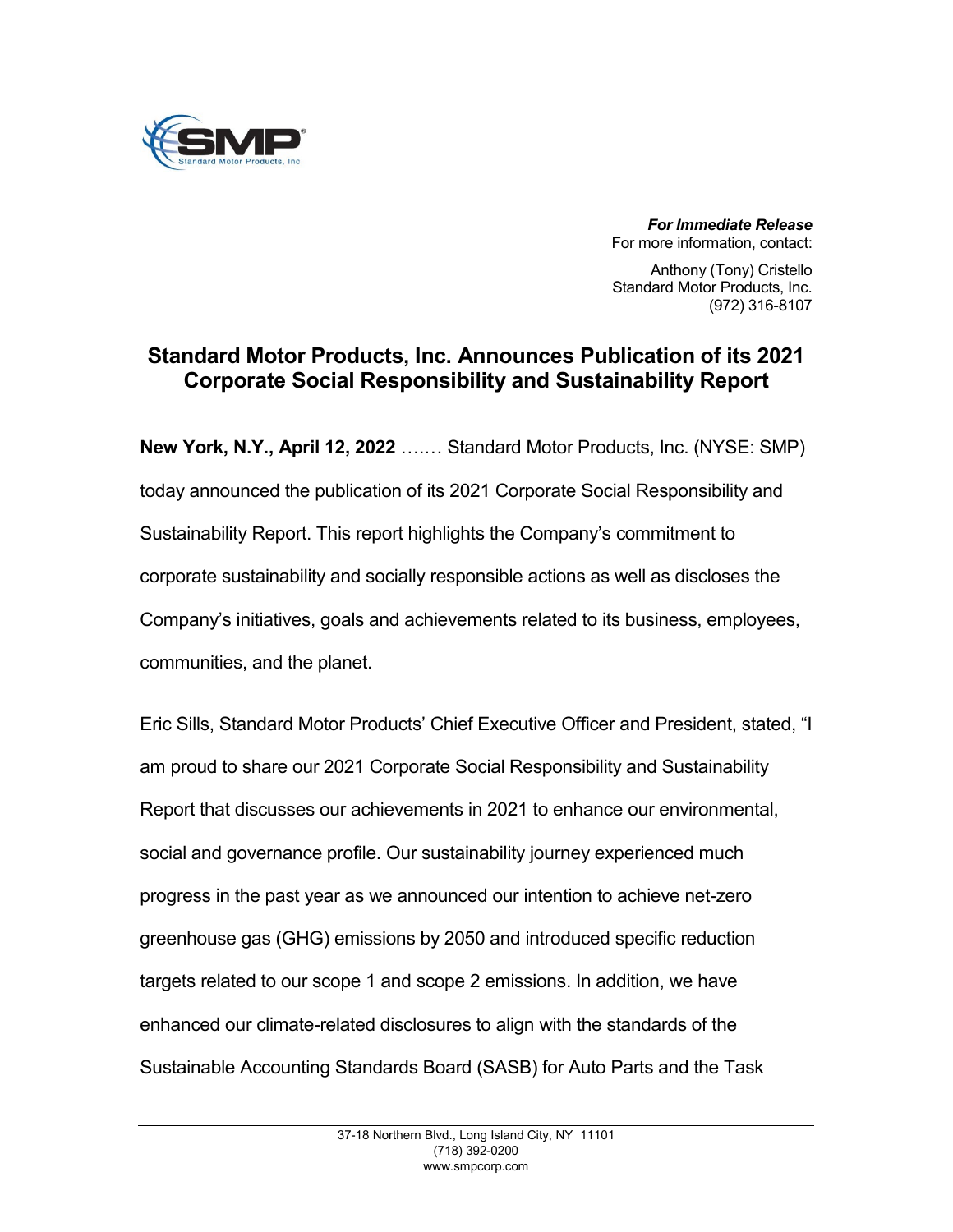***For Immediate Release***
For more information, contact:

Anthony (Tony) Cristello
Standard Motor Products, Inc.
(972) 316-8107

# Standard Motor Products, Inc. Announces Publication of its 2021 Corporate Social Responsibility and Sustainability Report

**New York, N.Y., April 12, 2022** ……. Standard Motor Products, Inc. (NYSE: SMP) today announced the publication of its 2021 Corporate Social Responsibility and Sustainability Report. This report highlights the Company's commitment to corporate sustainability and socially responsible actions as well as discloses the Company's initiatives, goals and achievements related to its business, employees, communities, and the planet.

Eric Sills, Standard Motor Products' Chief Executive Officer and President, stated, "I am proud to share our 2021 Corporate Social Responsibility and Sustainability Report that discusses our achievements in 2021 to enhance our environmental, social and governance profile. Our sustainability journey experienced much progress in the past year as we announced our intention to achieve net-zero greenhouse gas (GHG) emissions by 2050 and introduced specific reduction targets related to our scope 1 and scope 2 emissions. In addition, we have enhanced our climate-related disclosures to align with the standards of the Sustainable Accounting Standards Board (SASB) for Auto Parts and the Task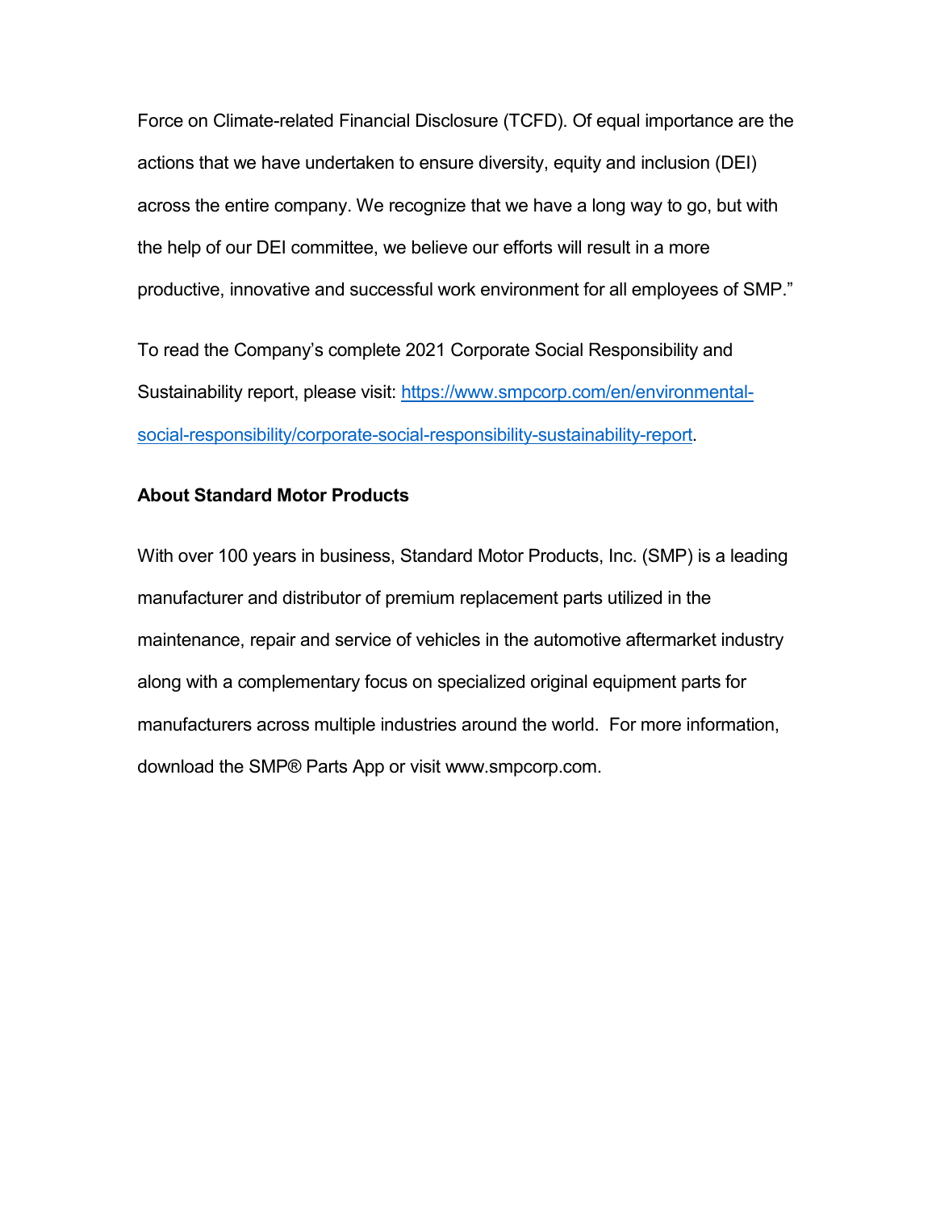Force on Climate-related Financial Disclosure (TCFD). Of equal importance are the actions that we have undertaken to ensure diversity, equity and inclusion (DEI) across the entire company. We recognize that we have a long way to go, but with the help of our DEI committee, we believe our efforts will result in a more productive, innovative and successful work environment for all employees of SMP."

To read the Company's complete 2021 Corporate Social Responsibility and Sustainability report, please visit: [https://www.smpcorp.com/en/environmental-social-responsibility/corporate-social-responsibility-sustainability-report](https://www.smpcorp.com/en/environmental-social-responsibility/corporate-social-responsibility-sustainability-report).

**About Standard Motor Products**

With over 100 years in business, Standard Motor Products, Inc. (SMP) is a leading manufacturer and distributor of premium replacement parts utilized in the maintenance, repair and service of vehicles in the automotive aftermarket industry along with a complementary focus on specialized original equipment parts for manufacturers across multiple industries around the world. For more information, download the SMP® Parts App or visit www.smpcorp.com.